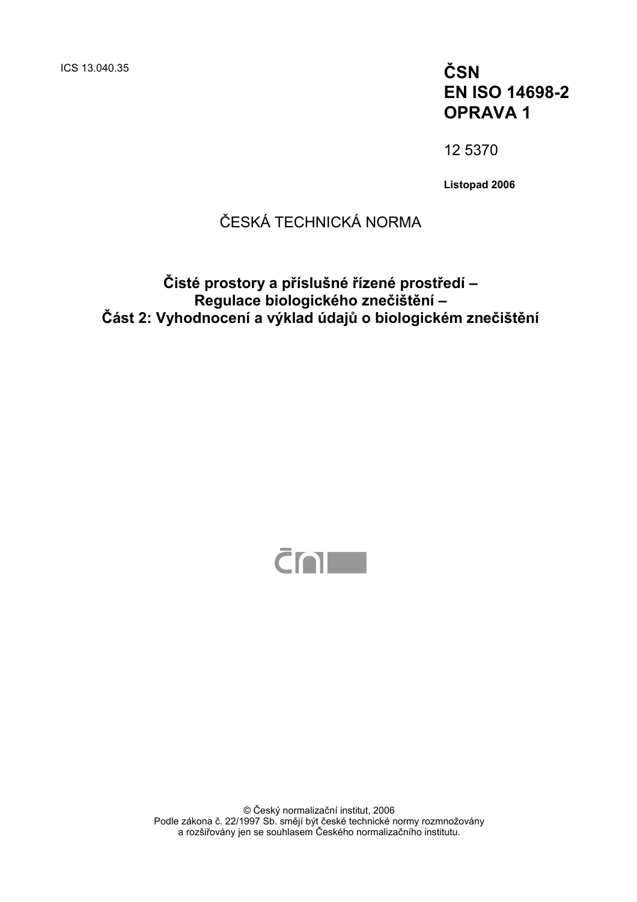ICS 13.040.35

**ČSN EN ISO 14698-2 OPRAVA 1**

12 5370

**Listopad 2006**

ČESKÁ TECHNICKÁ NORMA

# Čisté prostory a příslušné řízené prostředí – Regulace biologického znečištění – Část 2: Vyhodnocení a výklad údajů o biologickém znečištění

© Český normalizační institut, 2006
Podle zákona č. 22/1997 Sb. smějí být české technické normy rozmnožovány a rozšiřovány jen se souhlasem Českého normalizačního institutu.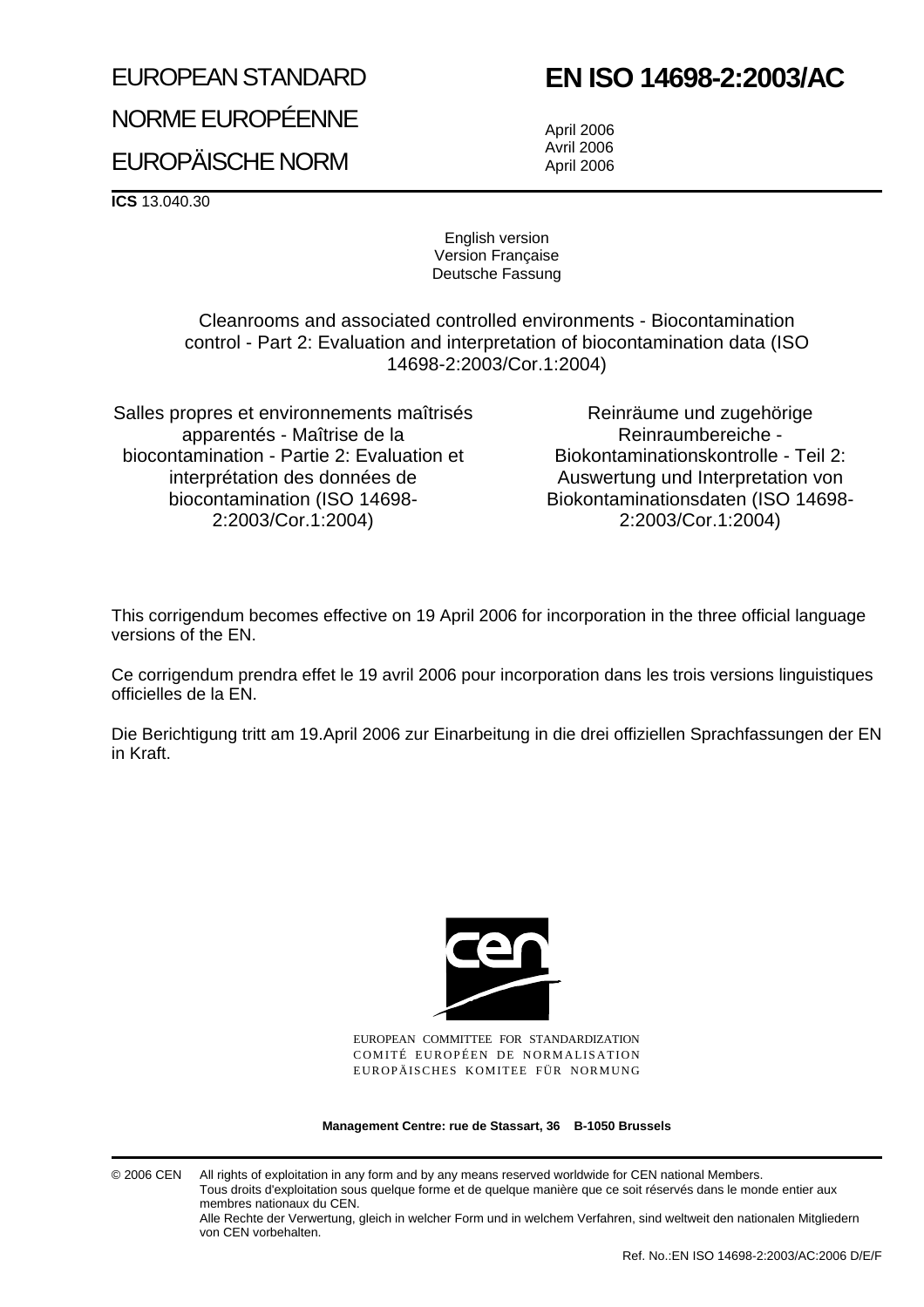EUROPEAN STANDARD

NORME EUROPÉENNE

EUROPÄISCHE NORM

# EN ISO 14698-2:2003/AC

April 2006
Avril 2006
April 2006

**ICS** 13.040.30

English version
Version Française
Deutsche Fassung

## Cleanrooms and associated controlled environments - Biocontamination control - Part 2: Evaluation and interpretation of biocontamination data (ISO 14698-2:2003/Cor.1:2004)

Salles propres et environnements maîtrisés apparentés - Maîtrise de la biocontamination - Partie 2: Evaluation et interprétation des données de biocontamination (ISO 14698-2:2003/Cor.1:2004)

Reinräume und zugehörige Reinraumbereiche - Biokontaminationskontrolle - Teil 2: Auswertung und Interpretation von Biokontaminationsdaten (ISO 14698-2:2003/Cor.1:2004)

This corrigendum becomes effective on 19 April 2006 for incorporation in the three official language versions of the EN.

Ce corrigendum prendra effet le 19 avril 2006 pour incorporation dans les trois versions linguistiques officielles de la EN.

Die Berichtigung tritt am 19.April 2006 zur Einarbeitung in die drei offiziellen Sprachfassungen der EN in Kraft.

EUROPEAN COMMITTEE FOR STANDARDIZATION
COMITÉ EUROPÉEN DE NORMALISATION
EUROPÄISCHES KOMITEE FÜR NORMUNG

**Management Centre: rue de Stassart, 36 B-1050 Brussels**

© 2006 CEN All rights of exploitation in any form and by any means reserved worldwide for CEN national Members.
Tous droits d'exploitation sous quelque forme et de quelque manière que ce soit réservés dans le monde entier aux membres nationaux du CEN.
Alle Rechte der Verwertung, gleich in welcher Form und in welchem Verfahren, sind weltweit den nationalen Mitgliedern von CEN vorbehalten.

Ref. No.:EN ISO 14698-2:2003/AC:2006 D/E/F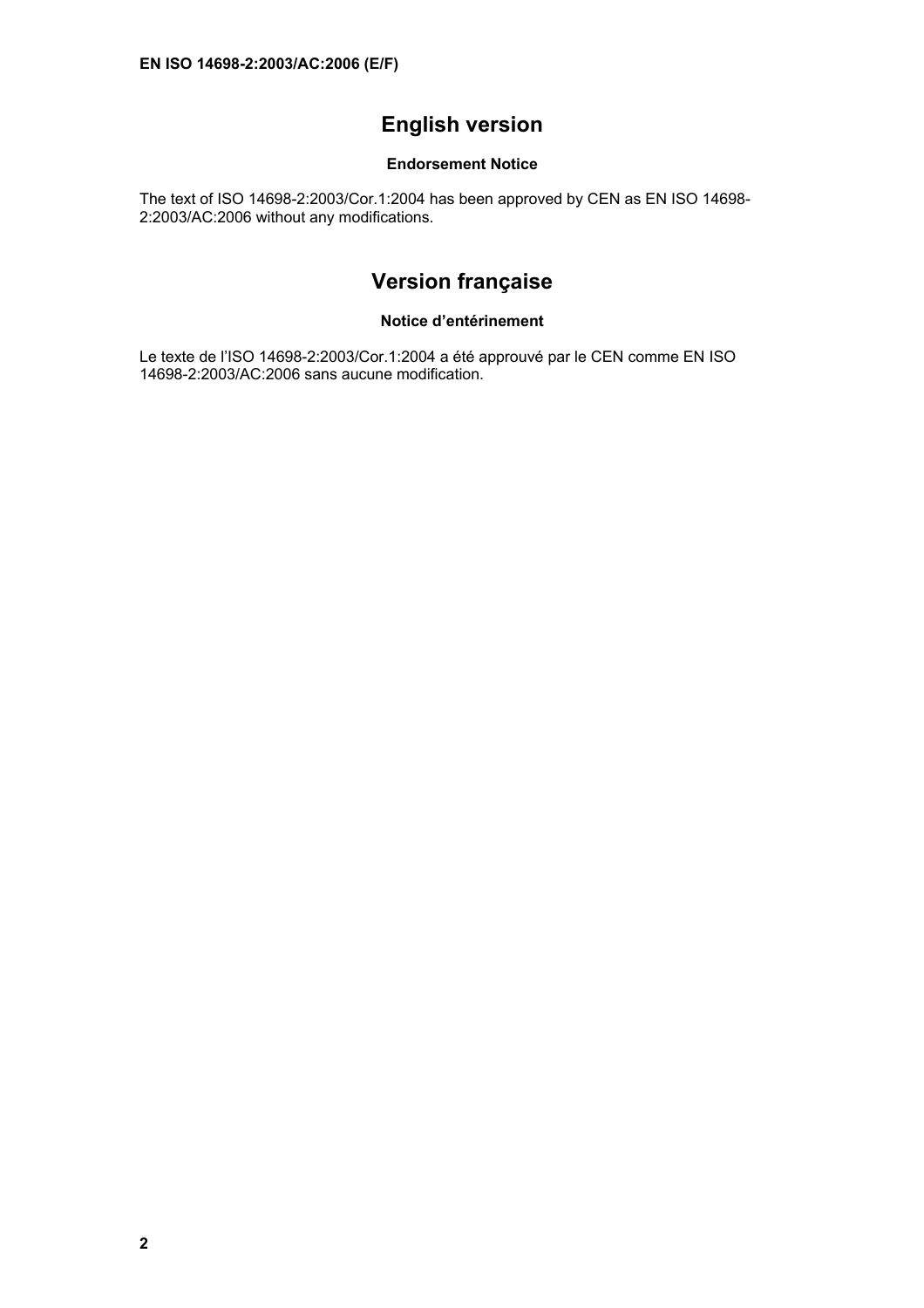## English version

### Endorsement Notice

The text of ISO 14698-2:2003/Cor.1:2004 has been approved by CEN as EN ISO 14698-2:2003/AC:2006 without any modifications.

## Version française

### Notice d'entérinement

Le texte de l'ISO 14698-2:2003/Cor.1:2004 a été approuvé par le CEN comme EN ISO 14698-2:2003/AC:2006 sans aucune modification.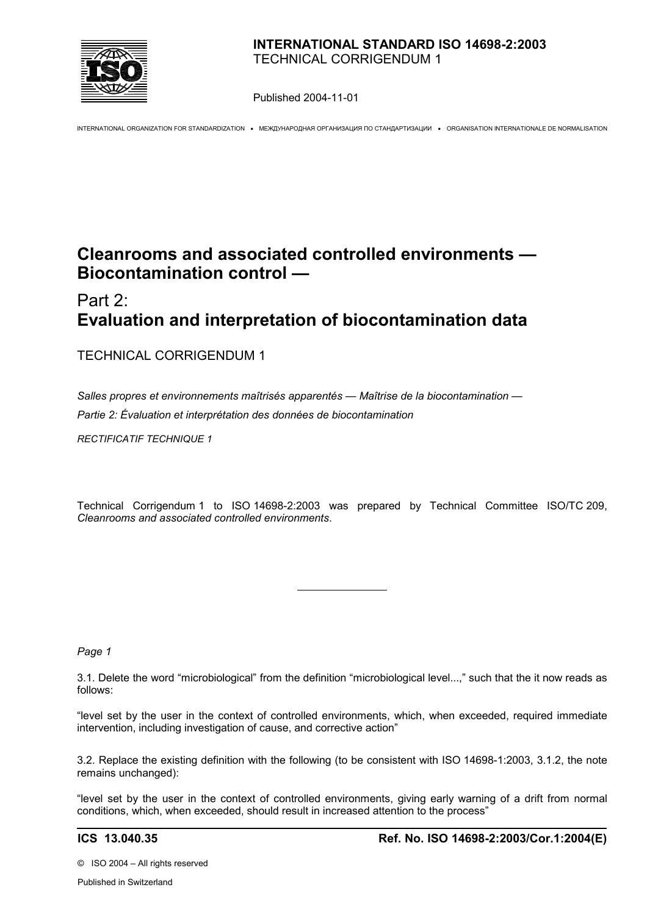**INTERNATIONAL STANDARD ISO 14698-2:2003**
TECHNICAL CORRIGENDUM 1

Published 2004-11-01

INTERNATIONAL ORGANIZATION FOR STANDARDIZATION • МЕЖДУНАРОДНАЯ ОРГАНИЗАЦИЯ ПО СТАНДАРТИЗАЦИИ • ORGANISATION INTERNATIONALE DE NORMALISATION

# Cleanrooms and associated controlled environments — Biocontamination control —

# Part 2: Evaluation and interpretation of biocontamination data

TECHNICAL CORRIGENDUM 1

*Salles propres et environnements maîtrisés apparentés — Maîtrise de la biocontamination —*

*Partie 2: Évaluation et interprétation des données de biocontamination*

*RECTIFICATIF TECHNIQUE 1*

Technical Corrigendum 1 to ISO 14698-2:2003 was prepared by Technical Committee ISO/TC 209, *Cleanrooms and associated controlled environments*.

---

*Page 1*

3.1. Delete the word "microbiological" from the definition "microbiological level...," such that the it now reads as follows:

"level set by the user in the context of controlled environments, which, when exceeded, required immediate intervention, including investigation of cause, and corrective action"

3.2. Replace the existing definition with the following (to be consistent with ISO 14698-1:2003, 3.1.2, the note remains unchanged):

"level set by the user in the context of controlled environments, giving early warning of a drift from normal conditions, which, when exceeded, should result in increased attention to the process"

**ICS 13.040.35** **Ref. No. ISO 14698-2:2003/Cor.1:2004(E)**

© ISO 2004 – All rights reserved

Published in Switzerland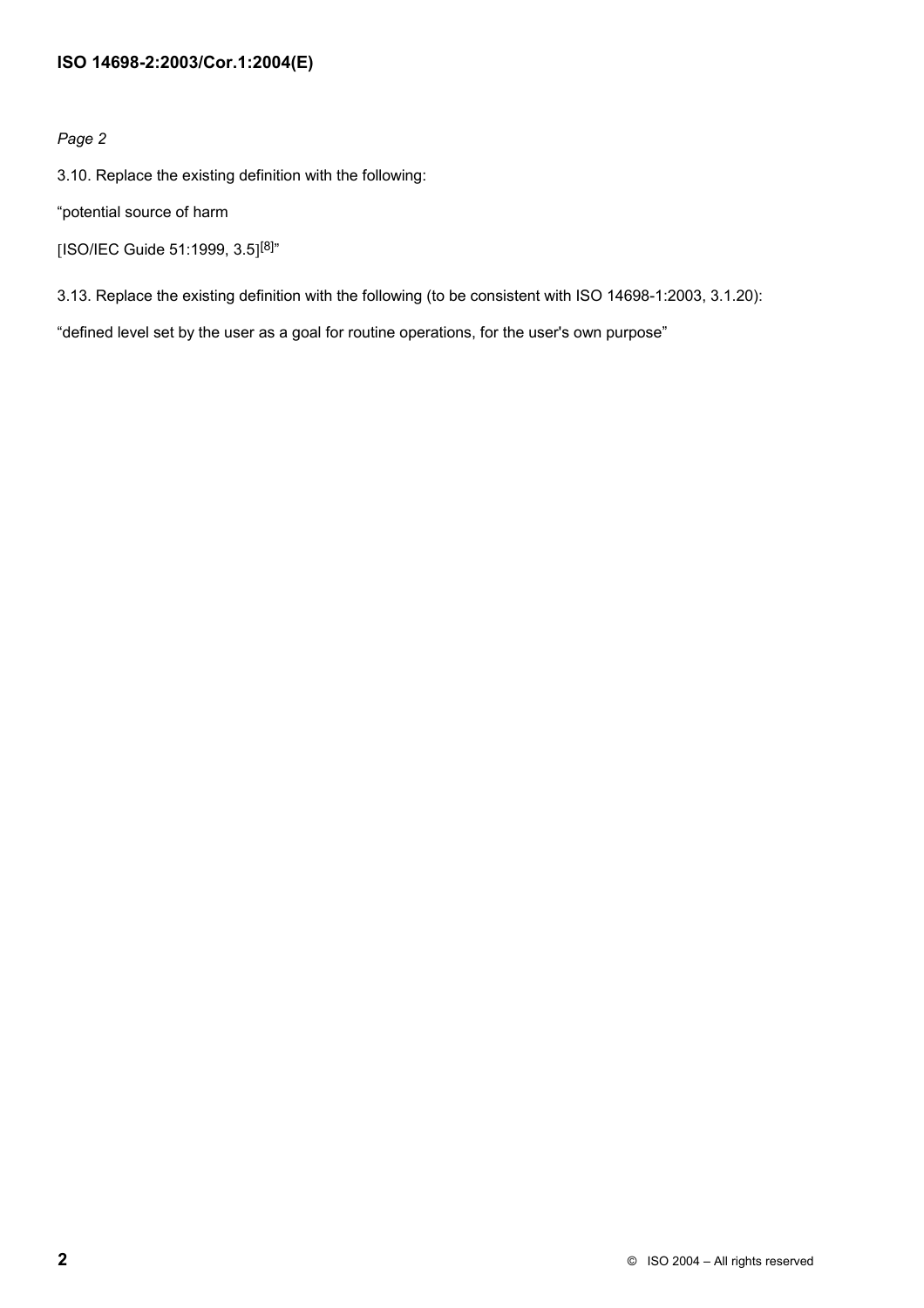*Page 2*

3.10. Replace the existing definition with the following:

“potential source of harm

[ISO/IEC Guide 51:1999, 3.5][8]”

3.13. Replace the existing definition with the following (to be consistent with ISO 14698-1:2003, 3.1.20):

“defined level set by the user as a goal for routine operations, for the user's own purpose”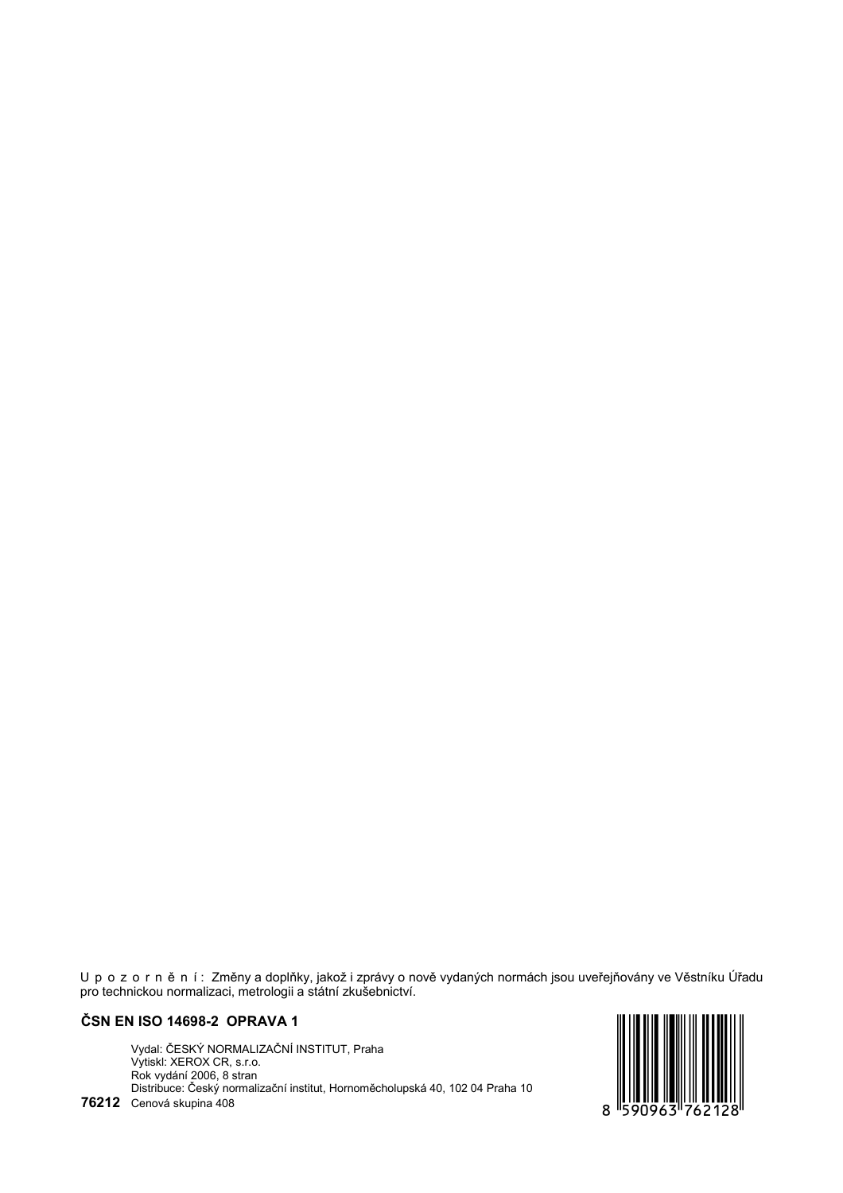U p o z o r n ě n í : Změny a doplňky, jakož i zprávy o nově vydaných normách jsou uveřejňovány ve Věstníku Úřadu pro technickou normalizaci, metrologii a státní zkušebnictví.

**ČSN EN ISO 14698-2 OPRAVA 1**

Vydal: ČESKÝ NORMALIZAČNÍ INSTITUT, Praha
Vytiskl: XEROX CR, s.r.o.
Rok vydání 2006, 8 stran
Distribuce: Český normalizační institut, Hornoměcholupská 40, 102 04 Praha 10

**76212** Cenová skupina 408

8 590963 762128